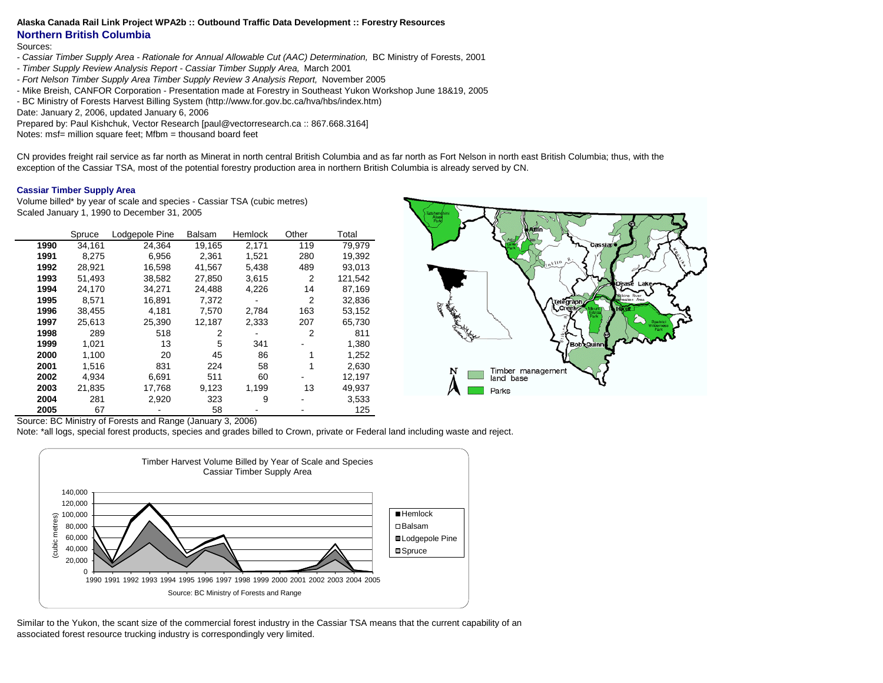**Alaska Canada Rail Link Project WPA2b :: Outbound Traffic Data Development :: Forestry Resources**

## Northern British Columbia

Sources:

- *Cassiar Timber Supply Area - Rationale for Annual Allowable Cut (AAC) Determination,* BC Ministry of Forests, 2001
- *Timber Supply Review Analysis Report - Cassiar Timber Supply Area,* March 2001
- *Fort Nelson Timber Supply Area Timber Supply Review 3 Analysis Report,* November 2005
- Mike Breish, CANFOR Corporation - Presentation made at Forestry in Southeast Yukon Workshop June 18&19, 2005
- BC Ministry of Forests Harvest Billing System (http://www.for.gov.bc.ca/hva/hbs/index.htm)

Date: January 2, 2006, updated January 6, 2006

Prepared by: Paul Kishchuk, Vector Research [paul@vectorresearch.ca :: 867.668.3164]

Notes: msf= million square feet; Mfbm = thousand board feet

CN provides freight rail service as far north as Minerat in north central British Columbia and as far north as Fort Nelson in north east British Columbia; thus, with the exception of the Cassiar TSA, most of the potential forestry production area in northern British Columbia is already served by CN.

### Cassiar Timber Supply Area

Volume billed* by year of scale and species - Cassiar TSA (cubic metres)
Scaled January 1, 1990 to December 31, 2005

| | Spruce | Lodgepole Pine | Balsam | Hemlock | Other | Total |
|---|---|---|---|---|---|---|
| **1990** | 34,161 | 24,364 | 19,165 | 2,171 | 119 | 79,979 |
| **1991** | 8,275 | 6,956 | 2,361 | 1,521 | 280 | 19,392 |
| **1992** | 28,921 | 16,598 | 41,567 | 5,438 | 489 | 93,013 |
| **1993** | 51,493 | 38,582 | 27,850 | 3,615 | 2 | 121,542 |
| **1994** | 24,170 | 34,271 | 24,488 | 4,226 | 14 | 87,169 |
| **1995** | 8,571 | 16,891 | 7,372 | - | 2 | 32,836 |
| **1996** | 38,455 | 4,181 | 7,570 | 2,784 | 163 | 53,152 |
| **1997** | 25,613 | 25,390 | 12,187 | 2,333 | 207 | 65,730 |
| **1998** | 289 | 518 | 2 | - | 2 | 811 |
| **1999** | 1,021 | 13 | 5 | 341 | - | 1,380 |
| **2000** | 1,100 | 20 | 45 | 86 | 1 | 1,252 |
| **2001** | 1,516 | 831 | 224 | 58 | 1 | 2,630 |
| **2002** | 4,934 | 6,691 | 511 | 60 | - | 12,197 |
| **2003** | 21,835 | 17,768 | 9,123 | 1,199 | 13 | 49,937 |
| **2004** | 281 | 2,920 | 323 | 9 | - | 3,533 |
| **2005** | 67 | - | 58 | - | - | 125 |

Source: BC Ministry of Forests and Range (January 3, 2006)

Note: *all logs, special forest products, species and grades billed to Crown, private or Federal land including waste and reject.

Timber Harvest Volume Billed by Year of Scale and Species
Cassiar Timber Supply Area

Source: BC Ministry of Forests and Range

Similar to the Yukon, the scant size of the commercial forest industry in the Cassiar TSA means that the current capability of an associated forest resource trucking industry is correspondingly very limited.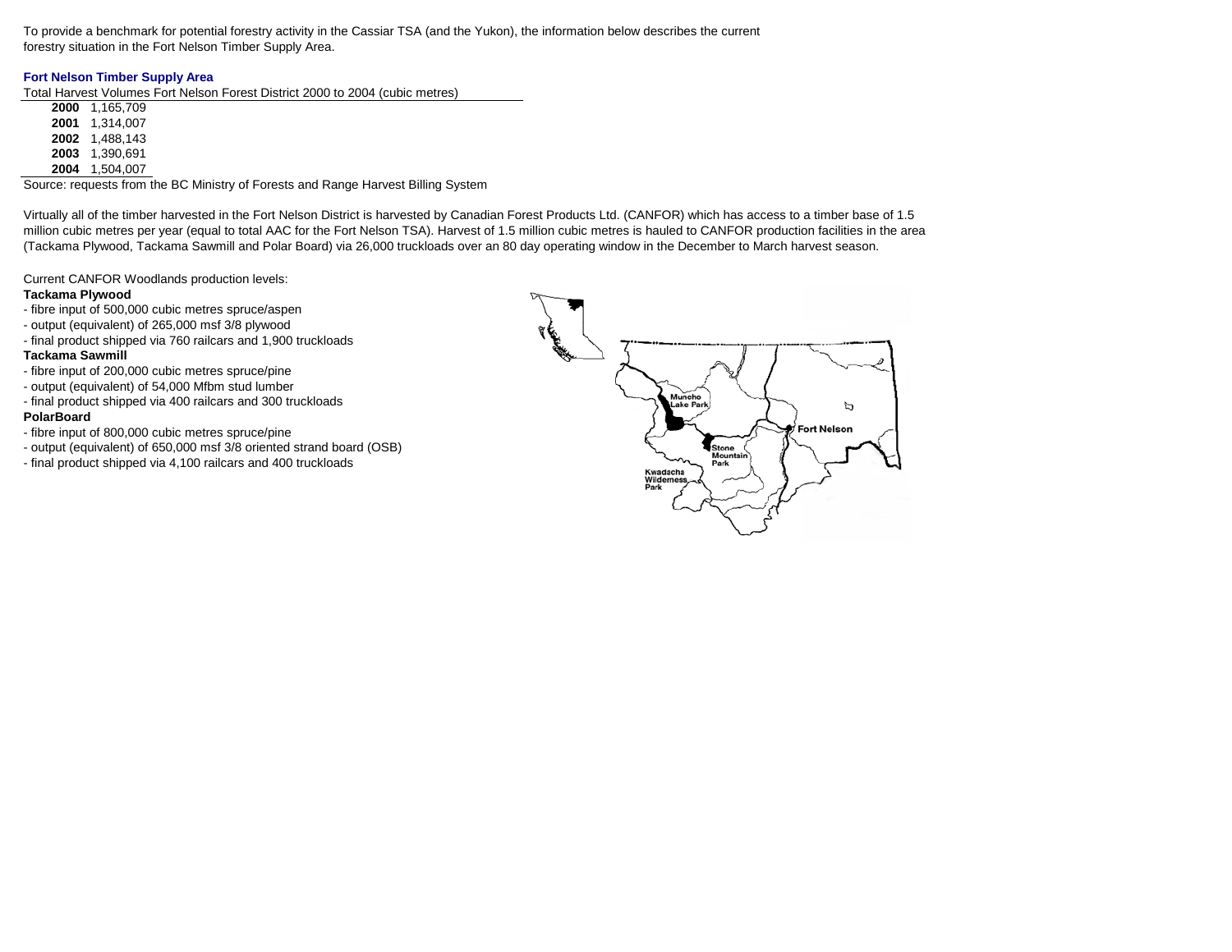To provide a benchmark for potential forestry activity in the Cassiar TSA (and the Yukon), the information below describes the current forestry situation in the Fort Nelson Timber Supply Area.

### Fort Nelson Timber Supply Area

Total Harvest Volumes Fort Nelson Forest District 2000 to 2004 (cubic metres)

| Year | Volume |
|---|---|
| **2000** | 1,165,709 |
| **2001** | 1,314,007 |
| **2002** | 1,488,143 |
| **2003** | 1,390,691 |
| **2004** | 1,504,007 |

Source: requests from the BC Ministry of Forests and Range Harvest Billing System

Virtually all of the timber harvested in the Fort Nelson District is harvested by Canadian Forest Products Ltd. (CANFOR) which has access to a timber base of 1.5 million cubic metres per year (equal to total AAC for the Fort Nelson TSA). Harvest of 1.5 million cubic metres is hauled to CANFOR production facilities in the area (Tackama Plywood, Tackama Sawmill and Polar Board) via 26,000 truckloads over an 80 day operating window in the December to March harvest season.

Current CANFOR Woodlands production levels:

**Tackama Plywood**
- fibre input of 500,000 cubic metres spruce/aspen
- output (equivalent) of 265,000 msf 3/8 plywood
- final product shipped via 760 railcars and 1,900 truckloads

**Tackama Sawmill**
- fibre input of 200,000 cubic metres spruce/pine
- output (equivalent) of 54,000 Mfbm stud lumber
- final product shipped via 400 railcars and 300 truckloads

**PolarBoard**
- fibre input of 800,000 cubic metres spruce/pine
- output (equivalent) of 650,000 msf 3/8 oriented strand board (OSB)
- final product shipped via 4,100 railcars and 400 truckloads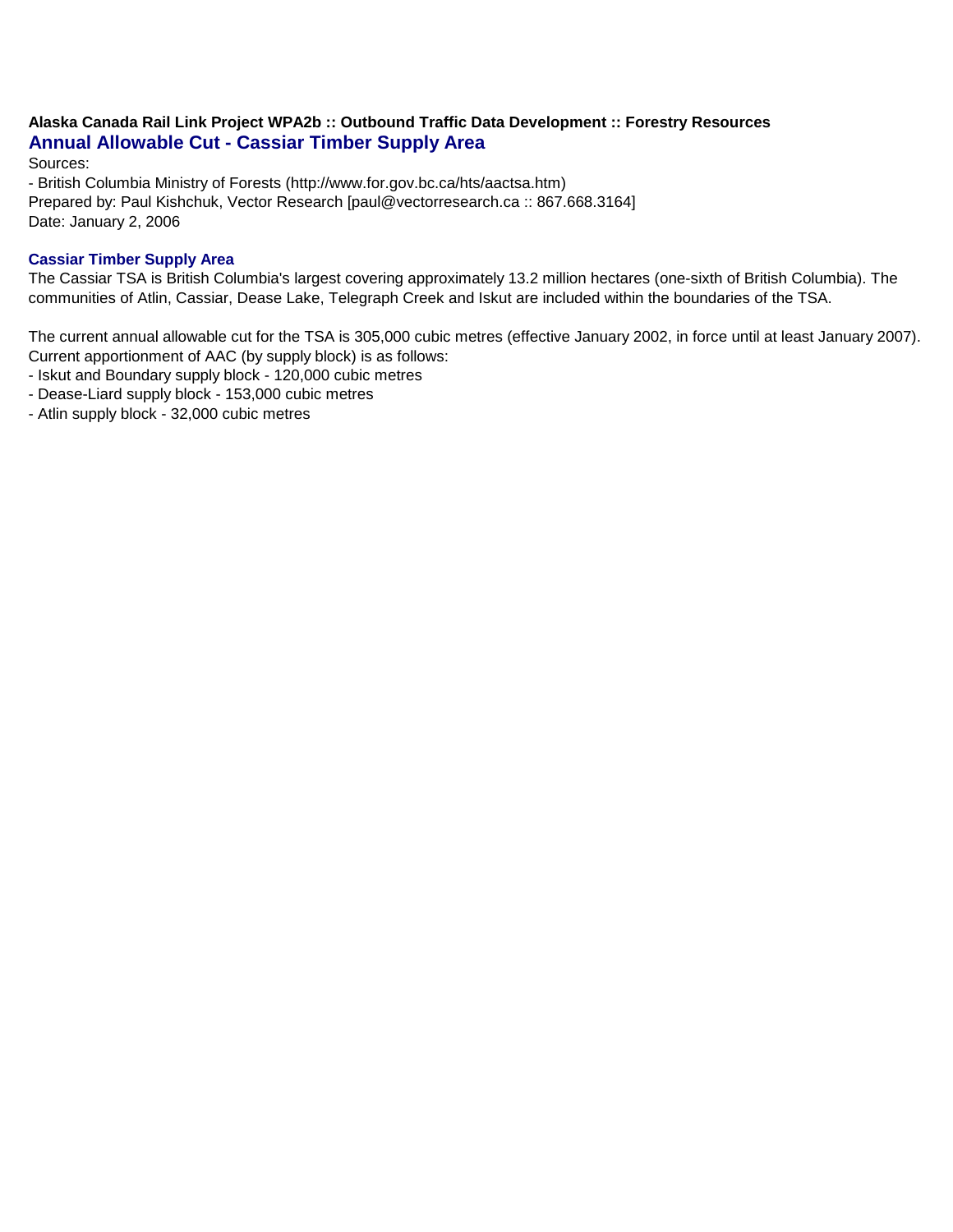**Alaska Canada Rail Link Project WPA2b :: Outbound Traffic Data Development :: Forestry Resources**

## Annual Allowable Cut - Cassiar Timber Supply Area

Sources:

- British Columbia Ministry of Forests (http://www.for.gov.bc.ca/hts/aactsa.htm)

Prepared by: Paul Kishchuk, Vector Research [paul@vectorresearch.ca :: 867.668.3164]

Date: January 2, 2006

### Cassiar Timber Supply Area

The Cassiar TSA is British Columbia's largest covering approximately 13.2 million hectares (one-sixth of British Columbia). The communities of Atlin, Cassiar, Dease Lake, Telegraph Creek and Iskut are included within the boundaries of the TSA.

The current annual allowable cut for the TSA is 305,000 cubic metres (effective January 2002, in force until at least January 2007). Current apportionment of AAC (by supply block) is as follows:

- Iskut and Boundary supply block - 120,000 cubic metres
- Dease-Liard supply block - 153,000 cubic metres
- Atlin supply block - 32,000 cubic metres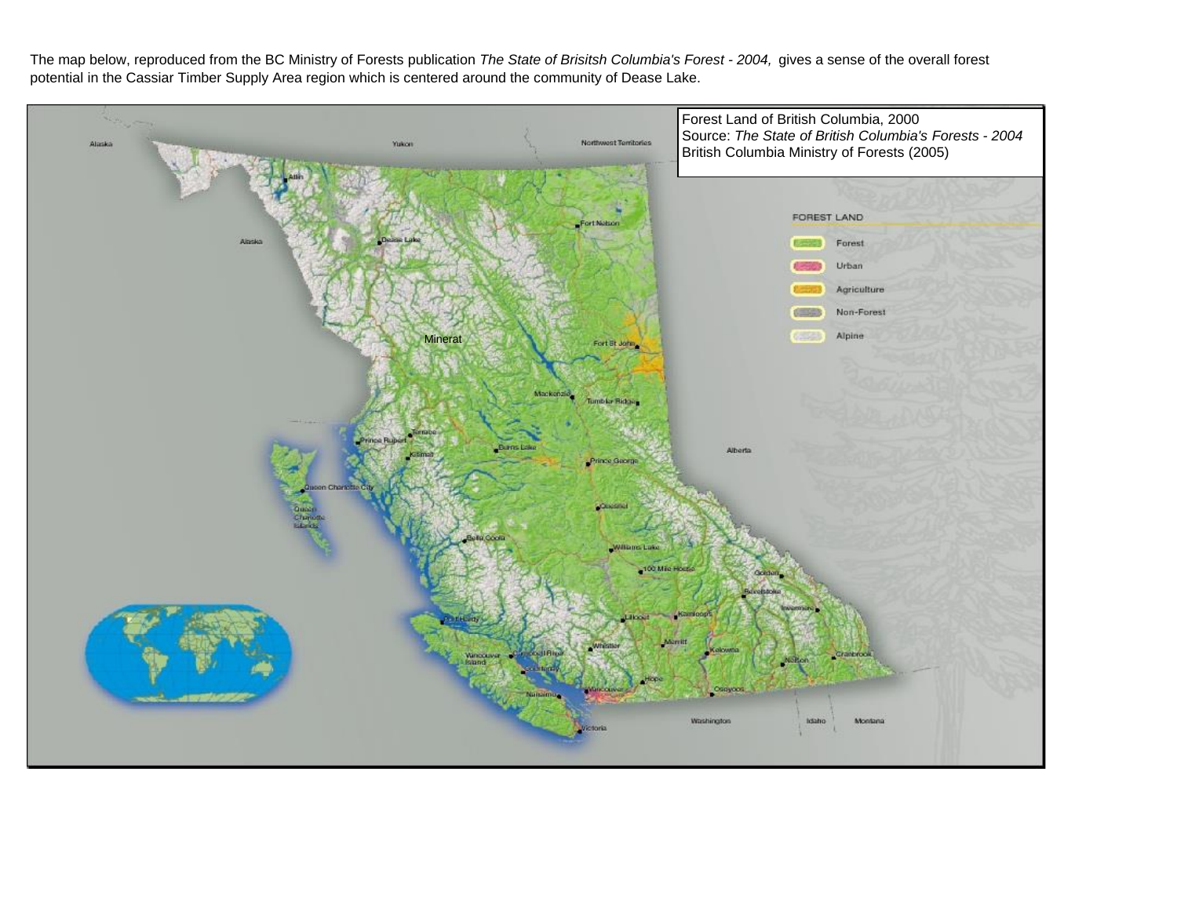The map below, reproduced from the BC Ministry of Forests publication *The State of Brisitsh Columbia's Forest - 2004,* gives a sense of the overall forest potential in the Cassiar Timber Supply Area region which is centered around the community of Dease Lake.

Forest Land of British Columbia, 2000
Source: *The State of British Columbia's Forests - 2004*
British Columbia Ministry of Forests (2005)

FOREST LAND

Forest

Urban

Agriculture

Non-Forest

Alpine

Minerat